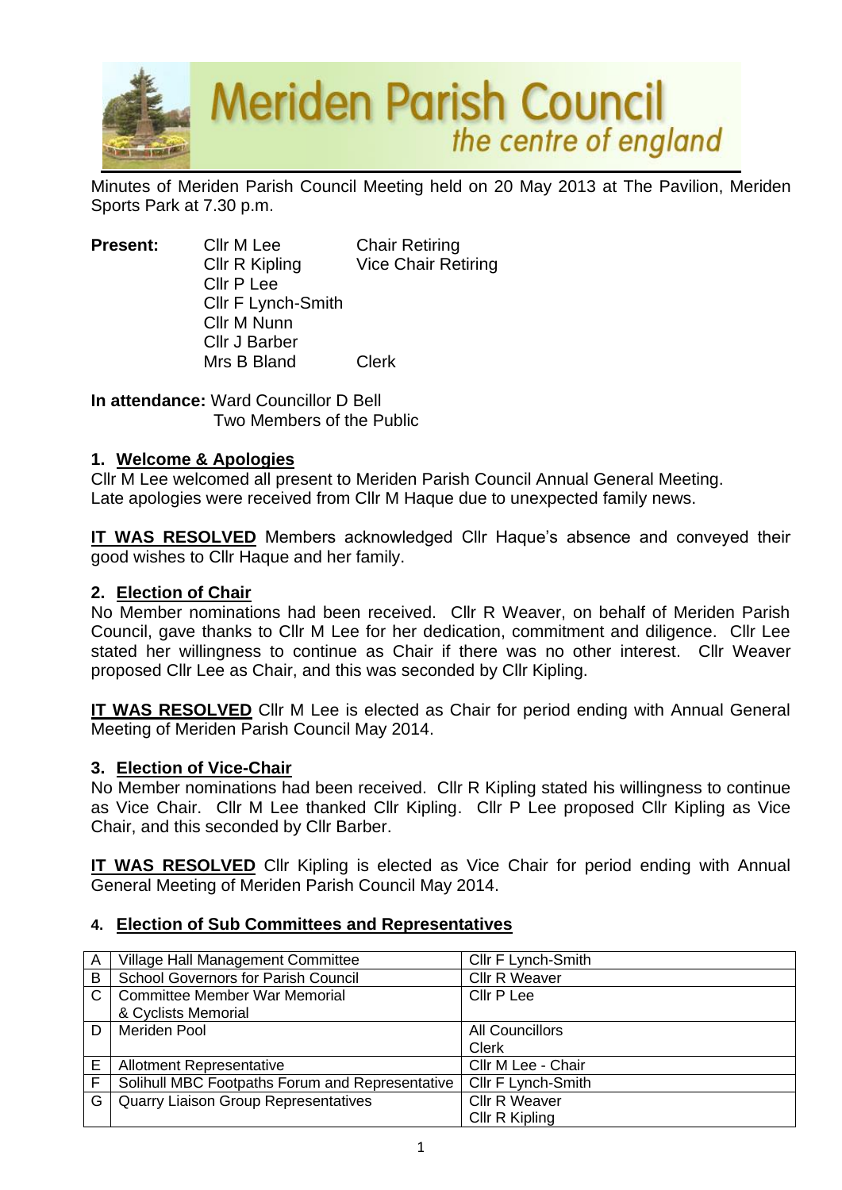# Meriden Parish Council

*the centre of england*

Minutes of Meriden Parish Council Meeting held on 20 May 2013 at The Pavilion, Meriden Sports Park at 7.30 p.m.

**Present:**

| | |
|---|---|
| Cllr M Lee | Chair Retiring |
| Cllr R Kipling | Vice Chair Retiring |
| Cllr P Lee | |
| Cllr F Lynch-Smith | |
| Cllr M Nunn | |
| Cllr J Barber | |
| Mrs B Bland | Clerk |

**In attendance:** Ward Councillor D Bell
Two Members of the Public

## 1. Welcome & Apologies

Cllr M Lee welcomed all present to Meriden Parish Council Annual General Meeting.
Late apologies were received from Cllr M Haque due to unexpected family news.

**IT WAS RESOLVED** Members acknowledged Cllr Haque's absence and conveyed their good wishes to Cllr Haque and her family.

## 2. Election of Chair

No Member nominations had been received. Cllr R Weaver, on behalf of Meriden Parish Council, gave thanks to Cllr M Lee for her dedication, commitment and diligence. Cllr Lee stated her willingness to continue as Chair if there was no other interest. Cllr Weaver proposed Cllr Lee as Chair, and this was seconded by Cllr Kipling.

**IT WAS RESOLVED** Cllr M Lee is elected as Chair for period ending with Annual General Meeting of Meriden Parish Council May 2014.

## 3. Election of Vice-Chair

No Member nominations had been received. Cllr R Kipling stated his willingness to continue as Vice Chair. Cllr M Lee thanked Cllr Kipling. Cllr P Lee proposed Cllr Kipling as Vice Chair, and this seconded by Cllr Barber.

**IT WAS RESOLVED** Cllr Kipling is elected as Vice Chair for period ending with Annual General Meeting of Meriden Parish Council May 2014.

## 4. Election of Sub Committees and Representatives

| | | |
|---|---|---|
| A | Village Hall Management Committee | Cllr F Lynch-Smith |
| B | School Governors for Parish Council | Cllr R Weaver |
| C | Committee Member War Memorial & Cyclists Memorial | Cllr P Lee |
| D | Meriden Pool | All Councillors<br>Clerk |
| E | Allotment Representative | Cllr M Lee - Chair |
| F | Solihull MBC Footpaths Forum and Representative | Cllr F Lynch-Smith |
| G | Quarry Liaison Group Representatives | Cllr R Weaver<br>Cllr R Kipling |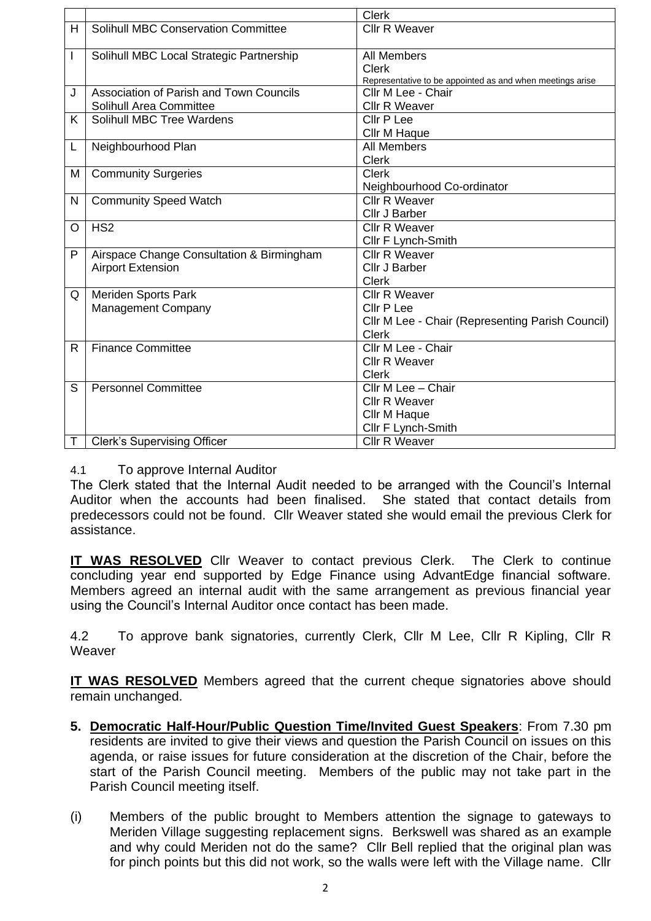| | | Clerk |
|---|---|---|
| H | Solihull MBC Conservation Committee | Cllr R Weaver |
| I | Solihull MBC Local Strategic Partnership | All Members<br>Clerk<br>Representative to be appointed as and when meetings arise |
| J | Association of Parish and Town Councils<br>Solihull Area Committee | Cllr M Lee - Chair<br>Cllr R Weaver |
| K | Solihull MBC Tree Wardens | Cllr P Lee<br>Cllr M Haque |
| L | Neighbourhood Plan | All Members<br>Clerk |
| M | Community Surgeries | Clerk<br>Neighbourhood Co-ordinator |
| N | Community Speed Watch | Cllr R Weaver<br>Cllr J Barber |
| O | HS2 | Cllr R Weaver<br>Cllr F Lynch-Smith |
| P | Airspace Change Consultation & Birmingham Airport Extension | Cllr R Weaver<br>Cllr J Barber<br>Clerk |
| Q | Meriden Sports Park<br>Management Company | Cllr R Weaver<br>Cllr P Lee<br>Cllr M Lee - Chair (Representing Parish Council)<br>Clerk |
| R | Finance Committee | Cllr M Lee - Chair<br>Cllr R Weaver<br>Clerk |
| S | Personnel Committee | Cllr M Lee – Chair<br>Cllr R Weaver<br>Cllr M Haque<br>Cllr F Lynch-Smith |
| T | Clerk's Supervising Officer | Cllr R Weaver |

4.1 To approve Internal Auditor

The Clerk stated that the Internal Audit needed to be arranged with the Council's Internal Auditor when the accounts had been finalised. She stated that contact details from predecessors could not be found. Cllr Weaver stated she would email the previous Clerk for assistance.

**IT WAS RESOLVED** Cllr Weaver to contact previous Clerk. The Clerk to continue concluding year end supported by Edge Finance using AdvantEdge financial software. Members agreed an internal audit with the same arrangement as previous financial year using the Council's Internal Auditor once contact has been made.

4.2 To approve bank signatories, currently Clerk, Cllr M Lee, Cllr R Kipling, Cllr R Weaver

**IT WAS RESOLVED** Members agreed that the current cheque signatories above should remain unchanged.

5. **Democratic Half-Hour/Public Question Time/Invited Guest Speakers**: From 7.30 pm residents are invited to give their views and question the Parish Council on issues on this agenda, or raise issues for future consideration at the discretion of the Chair, before the start of the Parish Council meeting. Members of the public may not take part in the Parish Council meeting itself.

(i) Members of the public brought to Members attention the signage to gateways to Meriden Village suggesting replacement signs. Berkswell was shared as an example and why could Meriden not do the same? Cllr Bell replied that the original plan was for pinch points but this did not work, so the walls were left with the Village name. Cllr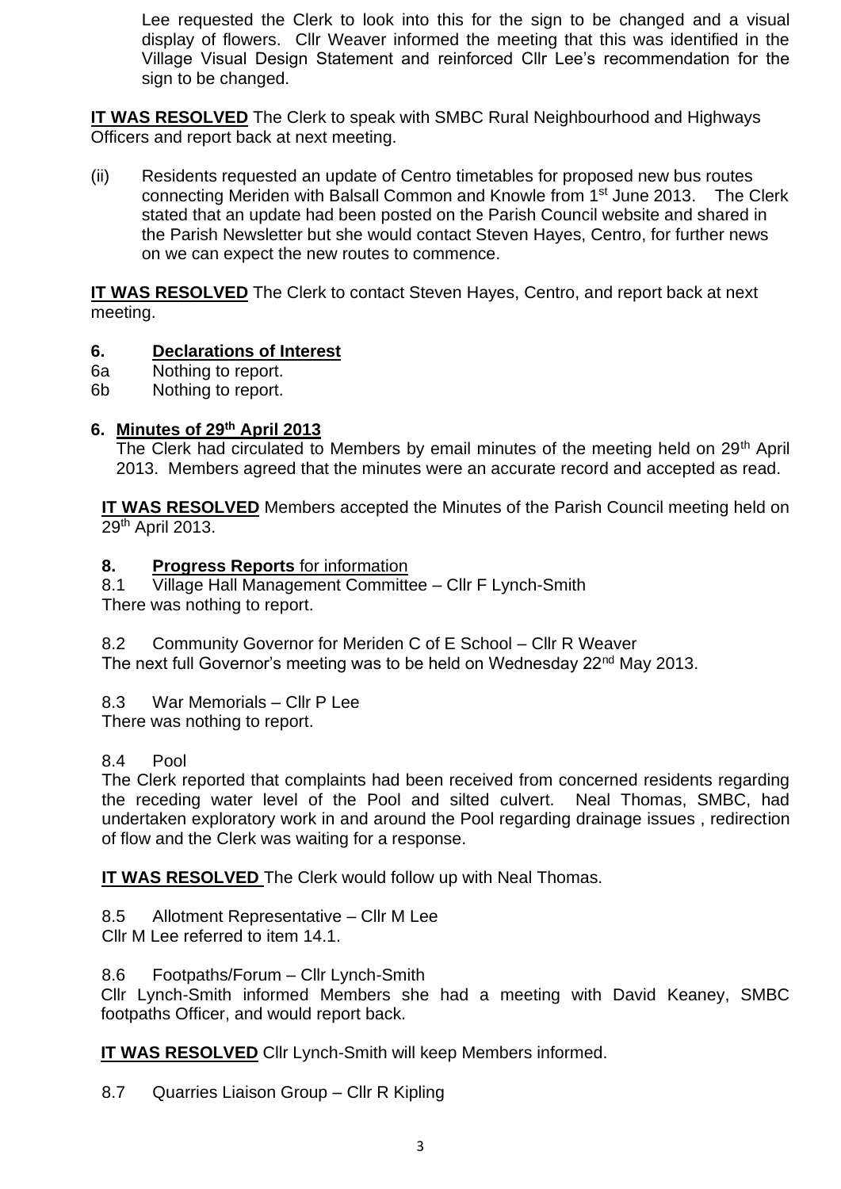Lee requested the Clerk to look into this for the sign to be changed and a visual display of flowers. Cllr Weaver informed the meeting that this was identified in the Village Visual Design Statement and reinforced Cllr Lee's recommendation for the sign to be changed.

**IT WAS RESOLVED** The Clerk to speak with SMBC Rural Neighbourhood and Highways Officers and report back at next meeting.

(ii) Residents requested an update of Centro timetables for proposed new bus routes connecting Meriden with Balsall Common and Knowle from 1st June 2013. The Clerk stated that an update had been posted on the Parish Council website and shared in the Parish Newsletter but she would contact Steven Hayes, Centro, for further news on we can expect the new routes to commence.

**IT WAS RESOLVED** The Clerk to contact Steven Hayes, Centro, and report back at next meeting.

## 6. Declarations of Interest

6a Nothing to report.
6b Nothing to report.

## 6. Minutes of 29th April 2013

The Clerk had circulated to Members by email minutes of the meeting held on 29th April 2013. Members agreed that the minutes were an accurate record and accepted as read.

**IT WAS RESOLVED** Members accepted the Minutes of the Parish Council meeting held on 29th April 2013.

## 8. Progress Reports for information

8.1 Village Hall Management Committee – Cllr F Lynch-Smith
There was nothing to report.

8.2 Community Governor for Meriden C of E School – Cllr R Weaver
The next full Governor's meeting was to be held on Wednesday 22nd May 2013.

8.3 War Memorials – Cllr P Lee
There was nothing to report.

8.4 Pool
The Clerk reported that complaints had been received from concerned residents regarding the receding water level of the Pool and silted culvert. Neal Thomas, SMBC, had undertaken exploratory work in and around the Pool regarding drainage issues , redirection of flow and the Clerk was waiting for a response.

**IT WAS RESOLVED** The Clerk would follow up with Neal Thomas.

8.5 Allotment Representative – Cllr M Lee
Cllr M Lee referred to item 14.1.

8.6 Footpaths/Forum – Cllr Lynch-Smith
Cllr Lynch-Smith informed Members she had a meeting with David Keaney, SMBC footpaths Officer, and would report back.

**IT WAS RESOLVED** Cllr Lynch-Smith will keep Members informed.

8.7 Quarries Liaison Group – Cllr R Kipling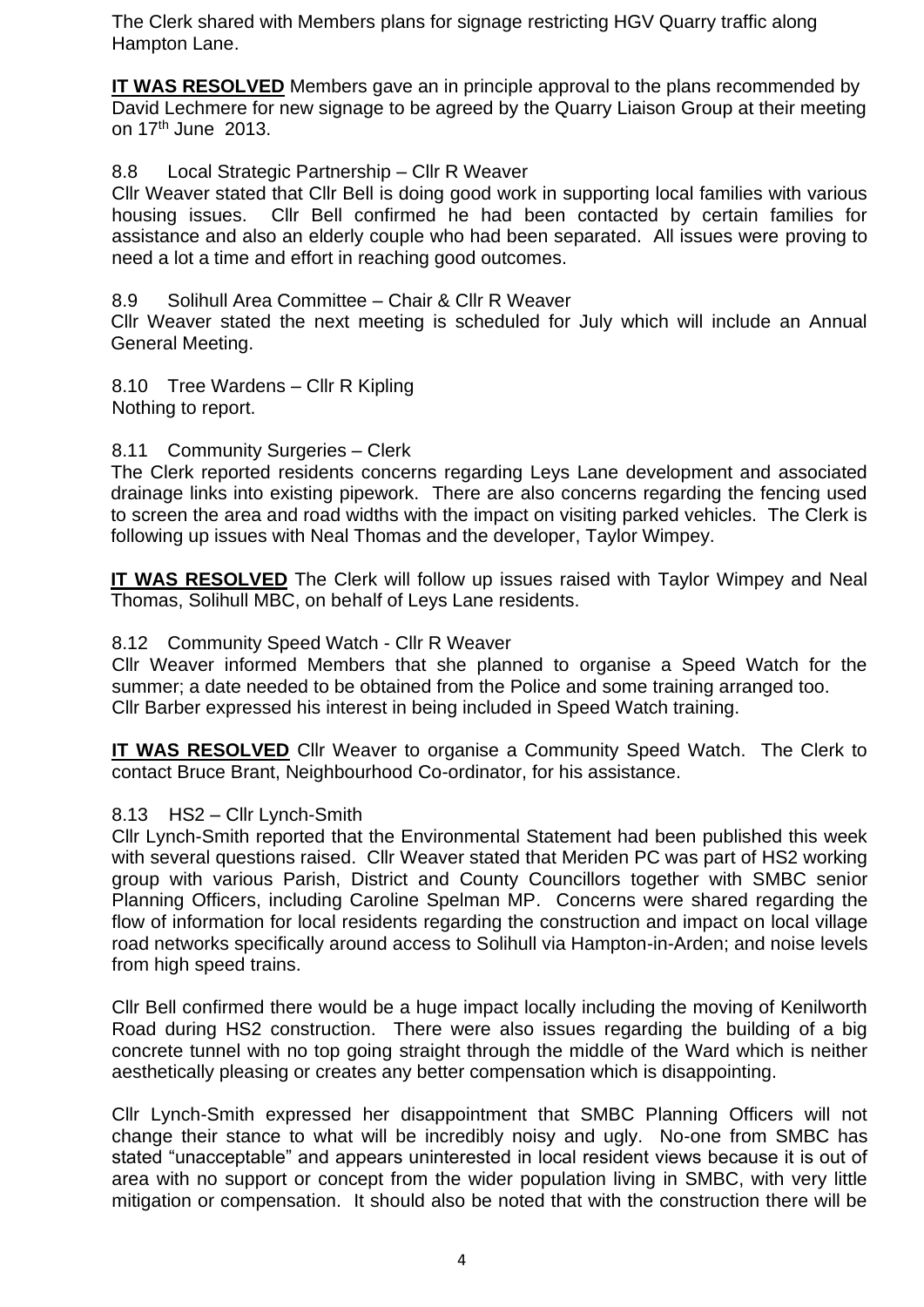The Clerk shared with Members plans for signage restricting HGV Quarry traffic along Hampton Lane.

**IT WAS RESOLVED** Members gave an in principle approval to the plans recommended by David Lechmere for new signage to be agreed by the Quarry Liaison Group at their meeting on 17th June 2013.

8.8 Local Strategic Partnership – Cllr R Weaver

Cllr Weaver stated that Cllr Bell is doing good work in supporting local families with various housing issues. Cllr Bell confirmed he had been contacted by certain families for assistance and also an elderly couple who had been separated. All issues were proving to need a lot a time and effort in reaching good outcomes.

8.9 Solihull Area Committee – Chair & Cllr R Weaver

Cllr Weaver stated the next meeting is scheduled for July which will include an Annual General Meeting.

8.10 Tree Wardens – Cllr R Kipling

Nothing to report.

8.11 Community Surgeries – Clerk

The Clerk reported residents concerns regarding Leys Lane development and associated drainage links into existing pipework. There are also concerns regarding the fencing used to screen the area and road widths with the impact on visiting parked vehicles. The Clerk is following up issues with Neal Thomas and the developer, Taylor Wimpey.

**IT WAS RESOLVED** The Clerk will follow up issues raised with Taylor Wimpey and Neal Thomas, Solihull MBC, on behalf of Leys Lane residents.

8.12 Community Speed Watch - Cllr R Weaver

Cllr Weaver informed Members that she planned to organise a Speed Watch for the summer; a date needed to be obtained from the Police and some training arranged too. Cllr Barber expressed his interest in being included in Speed Watch training.

**IT WAS RESOLVED** Cllr Weaver to organise a Community Speed Watch. The Clerk to contact Bruce Brant, Neighbourhood Co-ordinator, for his assistance.

8.13 HS2 – Cllr Lynch-Smith

Cllr Lynch-Smith reported that the Environmental Statement had been published this week with several questions raised. Cllr Weaver stated that Meriden PC was part of HS2 working group with various Parish, District and County Councillors together with SMBC senior Planning Officers, including Caroline Spelman MP. Concerns were shared regarding the flow of information for local residents regarding the construction and impact on local village road networks specifically around access to Solihull via Hampton-in-Arden; and noise levels from high speed trains.

Cllr Bell confirmed there would be a huge impact locally including the moving of Kenilworth Road during HS2 construction. There were also issues regarding the building of a big concrete tunnel with no top going straight through the middle of the Ward which is neither aesthetically pleasing or creates any better compensation which is disappointing.

Cllr Lynch-Smith expressed her disappointment that SMBC Planning Officers will not change their stance to what will be incredibly noisy and ugly. No-one from SMBC has stated "unacceptable" and appears uninterested in local resident views because it is out of area with no support or concept from the wider population living in SMBC, with very little mitigation or compensation. It should also be noted that with the construction there will be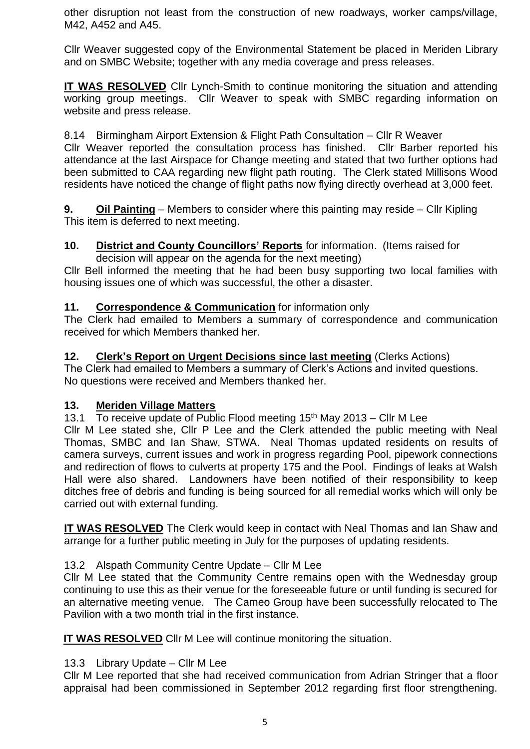other disruption not least from the construction of new roadways, worker camps/village, M42, A452 and A45.

Cllr Weaver suggested copy of the Environmental Statement be placed in Meriden Library and on SMBC Website; together with any media coverage and press releases.

**IT WAS RESOLVED** Cllr Lynch-Smith to continue monitoring the situation and attending working group meetings. Cllr Weaver to speak with SMBC regarding information on website and press release.

8.14 Birmingham Airport Extension & Flight Path Consultation – Cllr R Weaver
Cllr Weaver reported the consultation process has finished. Cllr Barber reported his attendance at the last Airspace for Change meeting and stated that two further options had been submitted to CAA regarding new flight path routing. The Clerk stated Millisons Wood residents have noticed the change of flight paths now flying directly overhead at 3,000 feet.

**9. Oil Painting** – Members to consider where this painting may reside – Cllr Kipling
This item is deferred to next meeting.

**10. District and County Councillors' Reports** for information. (Items raised for decision will appear on the agenda for the next meeting)
Cllr Bell informed the meeting that he had been busy supporting two local families with housing issues one of which was successful, the other a disaster.

**11. Correspondence & Communication** for information only
The Clerk had emailed to Members a summary of correspondence and communication received for which Members thanked her.

**12. Clerk's Report on Urgent Decisions since last meeting** (Clerks Actions)
The Clerk had emailed to Members a summary of Clerk's Actions and invited questions. No questions were received and Members thanked her.

**13. Meriden Village Matters**

13.1 To receive update of Public Flood meeting 15th May 2013 – Cllr M Lee
Cllr M Lee stated she, Cllr P Lee and the Clerk attended the public meeting with Neal Thomas, SMBC and Ian Shaw, STWA. Neal Thomas updated residents on results of camera surveys, current issues and work in progress regarding Pool, pipework connections and redirection of flows to culverts at property 175 and the Pool. Findings of leaks at Walsh Hall were also shared. Landowners have been notified of their responsibility to keep ditches free of debris and funding is being sourced for all remedial works which will only be carried out with external funding.

**IT WAS RESOLVED** The Clerk would keep in contact with Neal Thomas and Ian Shaw and arrange for a further public meeting in July for the purposes of updating residents.

13.2 Alspath Community Centre Update – Cllr M Lee
Cllr M Lee stated that the Community Centre remains open with the Wednesday group continuing to use this as their venue for the foreseeable future or until funding is secured for an alternative meeting venue. The Cameo Group have been successfully relocated to The Pavilion with a two month trial in the first instance.

**IT WAS RESOLVED** Cllr M Lee will continue monitoring the situation.

13.3 Library Update – Cllr M Lee
Cllr M Lee reported that she had received communication from Adrian Stringer that a floor appraisal had been commissioned in September 2012 regarding first floor strengthening.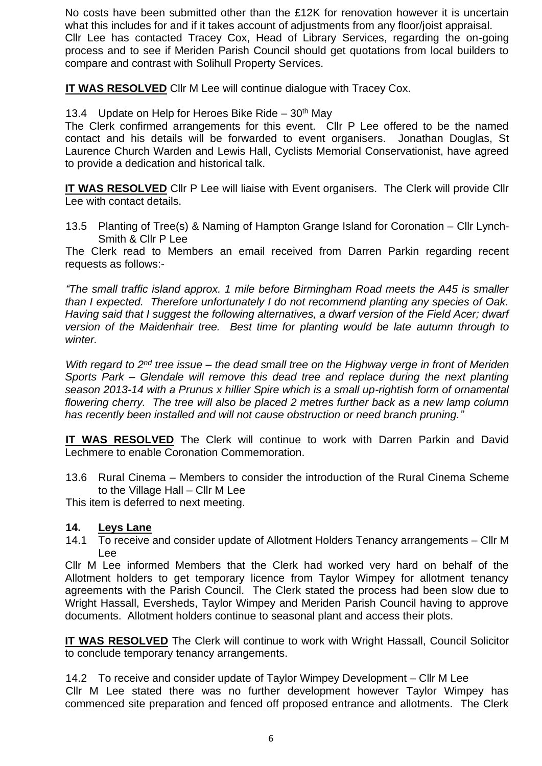No costs have been submitted other than the £12K for renovation however it is uncertain what this includes for and if it takes account of adjustments from any floor/joist appraisal. Cllr Lee has contacted Tracey Cox, Head of Library Services, regarding the on-going process and to see if Meriden Parish Council should get quotations from local builders to compare and contrast with Solihull Property Services.

**IT WAS RESOLVED** Cllr M Lee will continue dialogue with Tracey Cox.

13.4 Update on Help for Heroes Bike Ride – 30th May

The Clerk confirmed arrangements for this event. Cllr P Lee offered to be the named contact and his details will be forwarded to event organisers. Jonathan Douglas, St Laurence Church Warden and Lewis Hall, Cyclists Memorial Conservationist, have agreed to provide a dedication and historical talk.

**IT WAS RESOLVED** Cllr P Lee will liaise with Event organisers. The Clerk will provide Cllr Lee with contact details.

13.5 Planting of Tree(s) & Naming of Hampton Grange Island for Coronation – Cllr Lynch-Smith & Cllr P Lee

The Clerk read to Members an email received from Darren Parkin regarding recent requests as follows:-

*"The small traffic island approx. 1 mile before Birmingham Road meets the A45 is smaller than I expected. Therefore unfortunately I do not recommend planting any species of Oak. Having said that I suggest the following alternatives, a dwarf version of the Field Acer; dwarf version of the Maidenhair tree. Best time for planting would be late autumn through to winter.*

*With regard to 2nd tree issue – the dead small tree on the Highway verge in front of Meriden Sports Park – Glendale will remove this dead tree and replace during the next planting season 2013-14 with a Prunus x hillier Spire which is a small up-rightish form of ornamental flowering cherry. The tree will also be placed 2 metres further back as a new lamp column has recently been installed and will not cause obstruction or need branch pruning."*

**IT WAS RESOLVED** The Clerk will continue to work with Darren Parkin and David Lechmere to enable Coronation Commemoration.

13.6 Rural Cinema – Members to consider the introduction of the Rural Cinema Scheme to the Village Hall – Cllr M Lee

This item is deferred to next meeting.

## 14. Leys Lane

14.1 To receive and consider update of Allotment Holders Tenancy arrangements – Cllr M Lee

Cllr M Lee informed Members that the Clerk had worked very hard on behalf of the Allotment holders to get temporary licence from Taylor Wimpey for allotment tenancy agreements with the Parish Council. The Clerk stated the process had been slow due to Wright Hassall, Eversheds, Taylor Wimpey and Meriden Parish Council having to approve documents. Allotment holders continue to seasonal plant and access their plots.

**IT WAS RESOLVED** The Clerk will continue to work with Wright Hassall, Council Solicitor to conclude temporary tenancy arrangements.

14.2 To receive and consider update of Taylor Wimpey Development – Cllr M Lee

Cllr M Lee stated there was no further development however Taylor Wimpey has commenced site preparation and fenced off proposed entrance and allotments. The Clerk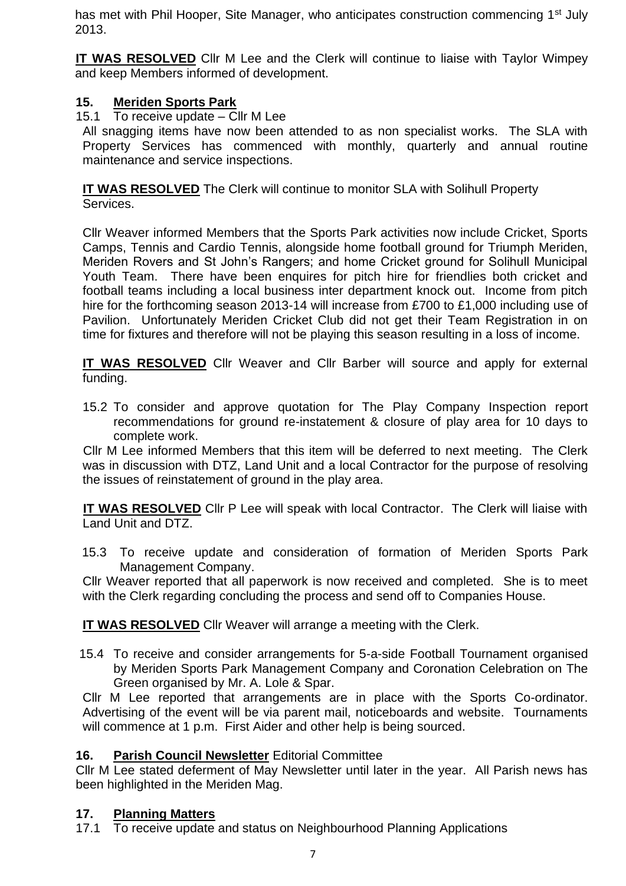has met with Phil Hooper, Site Manager, who anticipates construction commencing 1st July 2013.

**IT WAS RESOLVED** Cllr M Lee and the Clerk will continue to liaise with Taylor Wimpey and keep Members informed of development.

## 15. Meriden Sports Park

15.1 To receive update – Cllr M Lee

All snagging items have now been attended to as non specialist works. The SLA with Property Services has commenced with monthly, quarterly and annual routine maintenance and service inspections.

**IT WAS RESOLVED** The Clerk will continue to monitor SLA with Solihull Property Services.

Cllr Weaver informed Members that the Sports Park activities now include Cricket, Sports Camps, Tennis and Cardio Tennis, alongside home football ground for Triumph Meriden, Meriden Rovers and St John's Rangers; and home Cricket ground for Solihull Municipal Youth Team. There have been enquires for pitch hire for friendlies both cricket and football teams including a local business inter department knock out. Income from pitch hire for the forthcoming season 2013-14 will increase from £700 to £1,000 including use of Pavilion. Unfortunately Meriden Cricket Club did not get their Team Registration in on time for fixtures and therefore will not be playing this season resulting in a loss of income.

**IT WAS RESOLVED** Cllr Weaver and Cllr Barber will source and apply for external funding.

15.2 To consider and approve quotation for The Play Company Inspection report recommendations for ground re-instatement & closure of play area for 10 days to complete work.

Cllr M Lee informed Members that this item will be deferred to next meeting. The Clerk was in discussion with DTZ, Land Unit and a local Contractor for the purpose of resolving the issues of reinstatement of ground in the play area.

**IT WAS RESOLVED** Cllr P Lee will speak with local Contractor. The Clerk will liaise with Land Unit and DTZ.

15.3 To receive update and consideration of formation of Meriden Sports Park Management Company.

Cllr Weaver reported that all paperwork is now received and completed. She is to meet with the Clerk regarding concluding the process and send off to Companies House.

**IT WAS RESOLVED** Cllr Weaver will arrange a meeting with the Clerk.

15.4 To receive and consider arrangements for 5-a-side Football Tournament organised by Meriden Sports Park Management Company and Coronation Celebration on The Green organised by Mr. A. Lole & Spar.

Cllr M Lee reported that arrangements are in place with the Sports Co-ordinator. Advertising of the event will be via parent mail, noticeboards and website. Tournaments will commence at 1 p.m. First Aider and other help is being sourced.

## 16. Parish Council Newsletter Editorial Committee

Cllr M Lee stated deferment of May Newsletter until later in the year. All Parish news has been highlighted in the Meriden Mag.

## 17. Planning Matters

17.1 To receive update and status on Neighbourhood Planning Applications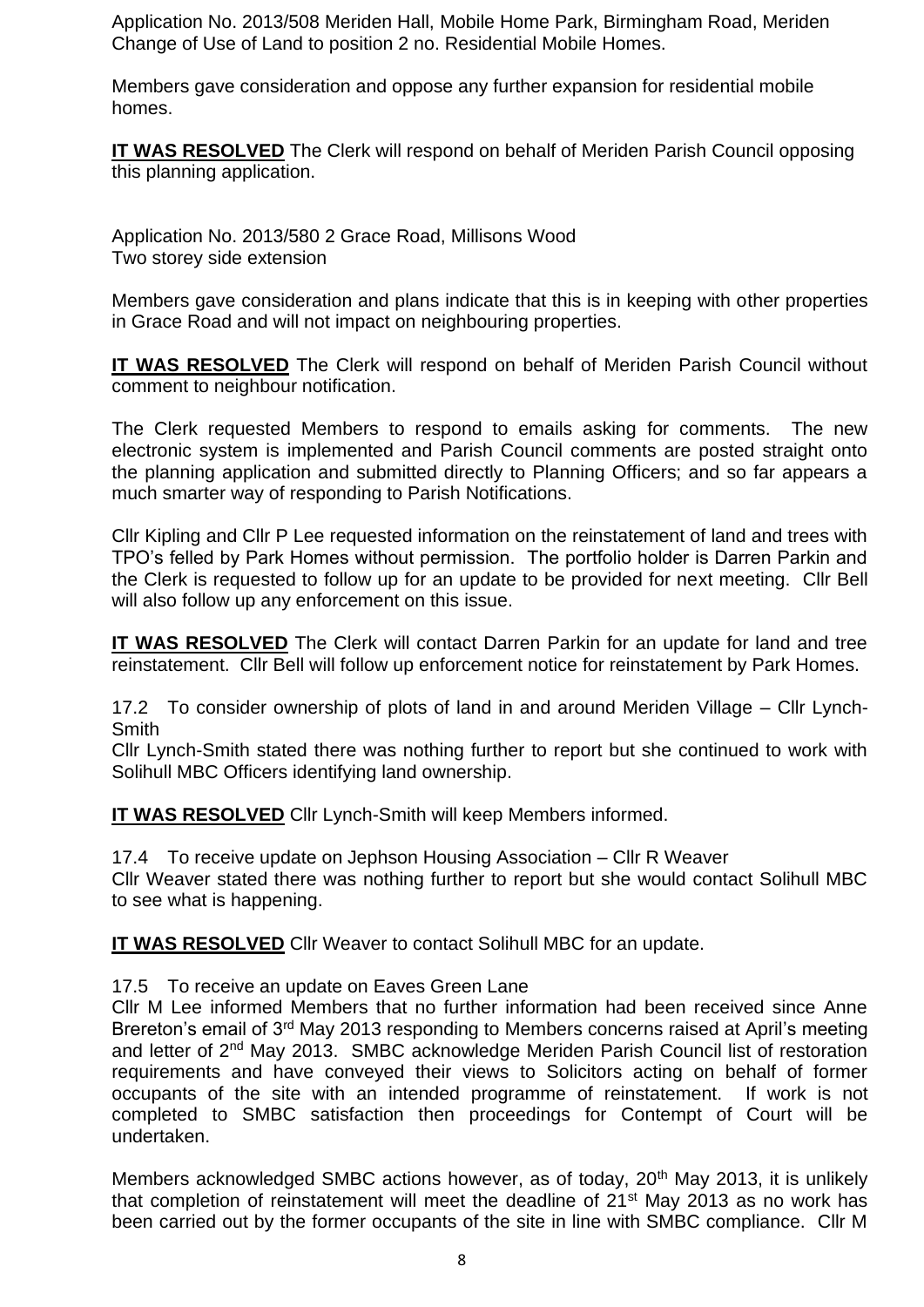Application No. 2013/508 Meriden Hall, Mobile Home Park, Birmingham Road, Meriden
Change of Use of Land to position 2 no. Residential Mobile Homes.

Members gave consideration and oppose any further expansion for residential mobile homes.

**IT WAS RESOLVED** The Clerk will respond on behalf of Meriden Parish Council opposing this planning application.

Application No. 2013/580 2 Grace Road, Millisons Wood
Two storey side extension

Members gave consideration and plans indicate that this is in keeping with other properties in Grace Road and will not impact on neighbouring properties.

**IT WAS RESOLVED** The Clerk will respond on behalf of Meriden Parish Council without comment to neighbour notification.

The Clerk requested Members to respond to emails asking for comments. The new electronic system is implemented and Parish Council comments are posted straight onto the planning application and submitted directly to Planning Officers; and so far appears a much smarter way of responding to Parish Notifications.

Cllr Kipling and Cllr P Lee requested information on the reinstatement of land and trees with TPO's felled by Park Homes without permission. The portfolio holder is Darren Parkin and the Clerk is requested to follow up for an update to be provided for next meeting. Cllr Bell will also follow up any enforcement on this issue.

**IT WAS RESOLVED** The Clerk will contact Darren Parkin for an update for land and tree reinstatement. Cllr Bell will follow up enforcement notice for reinstatement by Park Homes.

17.2 To consider ownership of plots of land in and around Meriden Village – Cllr Lynch-Smith
Cllr Lynch-Smith stated there was nothing further to report but she continued to work with Solihull MBC Officers identifying land ownership.

**IT WAS RESOLVED** Cllr Lynch-Smith will keep Members informed.

17.4 To receive update on Jephson Housing Association – Cllr R Weaver
Cllr Weaver stated there was nothing further to report but she would contact Solihull MBC to see what is happening.

**IT WAS RESOLVED** Cllr Weaver to contact Solihull MBC for an update.

17.5 To receive an update on Eaves Green Lane
Cllr M Lee informed Members that no further information had been received since Anne Brereton's email of 3rd May 2013 responding to Members concerns raised at April's meeting and letter of 2nd May 2013. SMBC acknowledge Meriden Parish Council list of restoration requirements and have conveyed their views to Solicitors acting on behalf of former occupants of the site with an intended programme of reinstatement. If work is not completed to SMBC satisfaction then proceedings for Contempt of Court will be undertaken.

Members acknowledged SMBC actions however, as of today, 20th May 2013, it is unlikely that completion of reinstatement will meet the deadline of 21st May 2013 as no work has been carried out by the former occupants of the site in line with SMBC compliance. Cllr M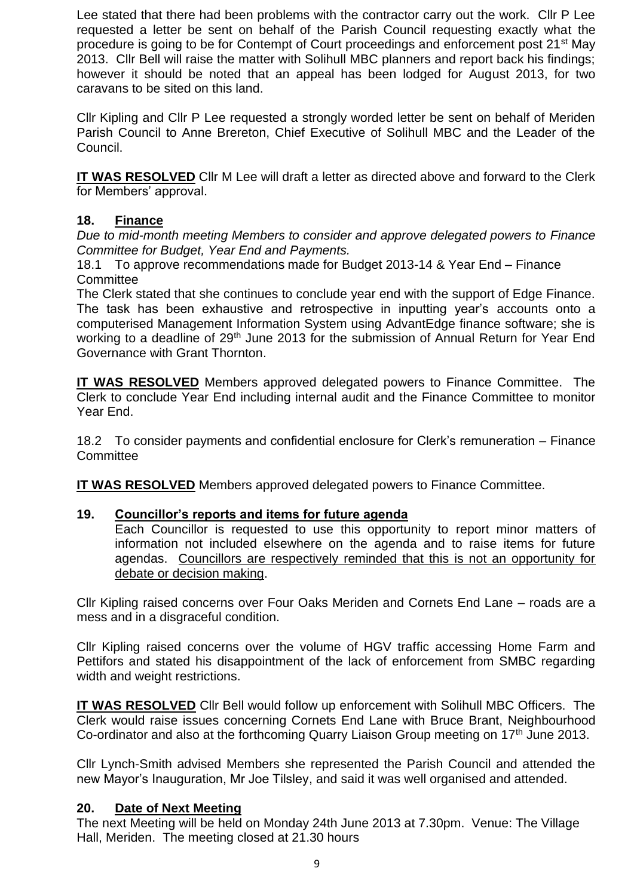Lee stated that there had been problems with the contractor carry out the work. Cllr P Lee requested a letter be sent on behalf of the Parish Council requesting exactly what the procedure is going to be for Contempt of Court proceedings and enforcement post 21st May 2013. Cllr Bell will raise the matter with Solihull MBC planners and report back his findings; however it should be noted that an appeal has been lodged for August 2013, for two caravans to be sited on this land.

Cllr Kipling and Cllr P Lee requested a strongly worded letter be sent on behalf of Meriden Parish Council to Anne Brereton, Chief Executive of Solihull MBC and the Leader of the Council.

**IT WAS RESOLVED** Cllr M Lee will draft a letter as directed above and forward to the Clerk for Members' approval.

## 18. Finance

*Due to mid-month meeting Members to consider and approve delegated powers to Finance Committee for Budget, Year End and Payments.*

18.1 To approve recommendations made for Budget 2013-14 & Year End – Finance Committee

The Clerk stated that she continues to conclude year end with the support of Edge Finance. The task has been exhaustive and retrospective in inputting year's accounts onto a computerised Management Information System using AdvantEdge finance software; she is working to a deadline of 29th June 2013 for the submission of Annual Return for Year End Governance with Grant Thornton.

**IT WAS RESOLVED** Members approved delegated powers to Finance Committee. The Clerk to conclude Year End including internal audit and the Finance Committee to monitor Year End.

18.2 To consider payments and confidential enclosure for Clerk's remuneration – Finance Committee

**IT WAS RESOLVED** Members approved delegated powers to Finance Committee.

## 19. Councillor's reports and items for future agenda

Each Councillor is requested to use this opportunity to report minor matters of information not included elsewhere on the agenda and to raise items for future agendas. Councillors are respectively reminded that this is not an opportunity for debate or decision making.

Cllr Kipling raised concerns over Four Oaks Meriden and Cornets End Lane – roads are a mess and in a disgraceful condition.

Cllr Kipling raised concerns over the volume of HGV traffic accessing Home Farm and Pettifors and stated his disappointment of the lack of enforcement from SMBC regarding width and weight restrictions.

**IT WAS RESOLVED** Cllr Bell would follow up enforcement with Solihull MBC Officers. The Clerk would raise issues concerning Cornets End Lane with Bruce Brant, Neighbourhood Co-ordinator and also at the forthcoming Quarry Liaison Group meeting on 17th June 2013.

Cllr Lynch-Smith advised Members she represented the Parish Council and attended the new Mayor's Inauguration, Mr Joe Tilsley, and said it was well organised and attended.

## 20. Date of Next Meeting

The next Meeting will be held on Monday 24th June 2013 at 7.30pm. Venue: The Village Hall, Meriden. The meeting closed at 21.30 hours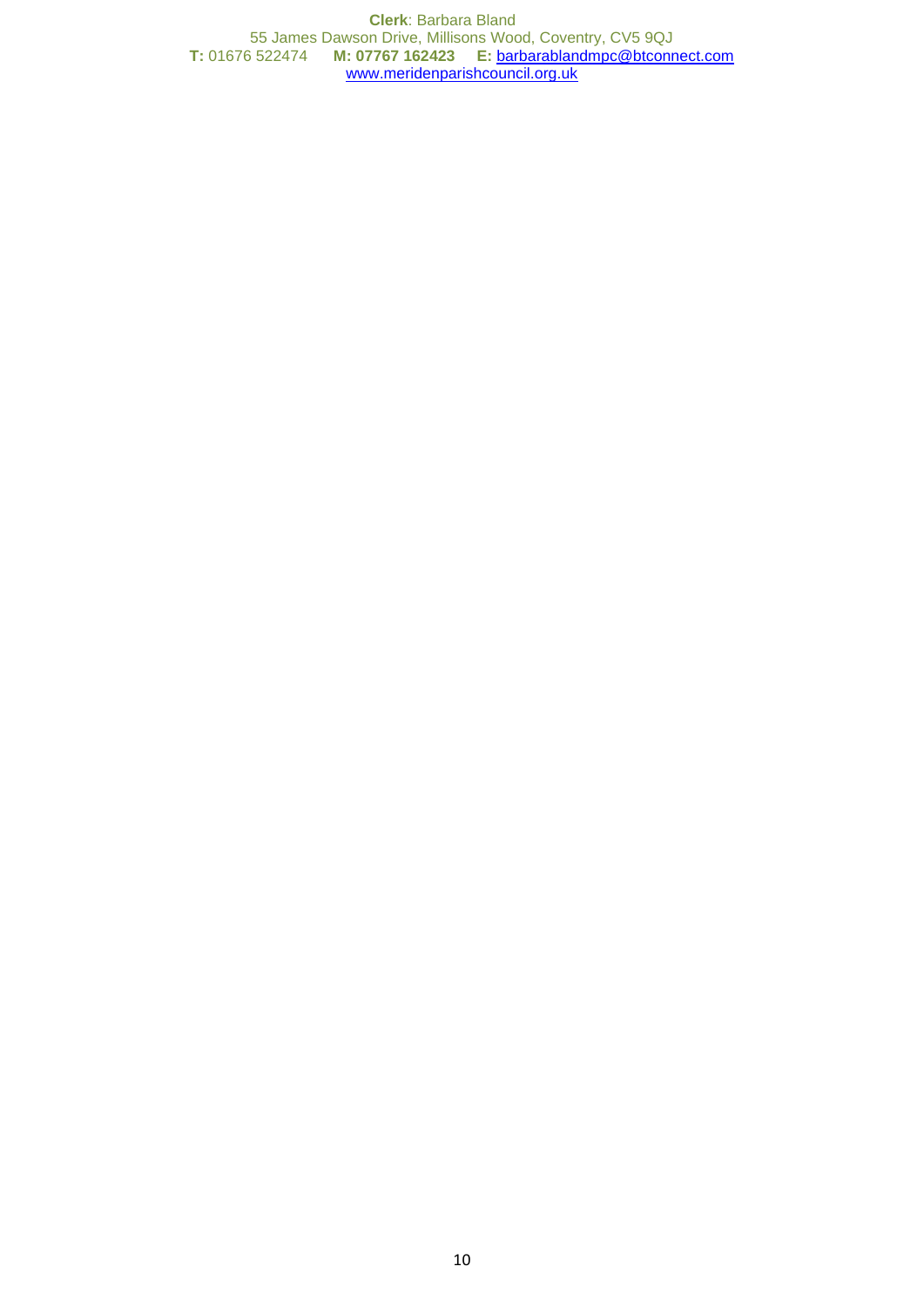**Clerk**: Barbara Bland
55 James Dawson Drive, Millisons Wood, Coventry, CV5 9QJ
**T:** 01676 522474 **M: 07767 162423** **E:** barbarablandmpc@btconnect.com
www.meridenparishcouncil.org.uk